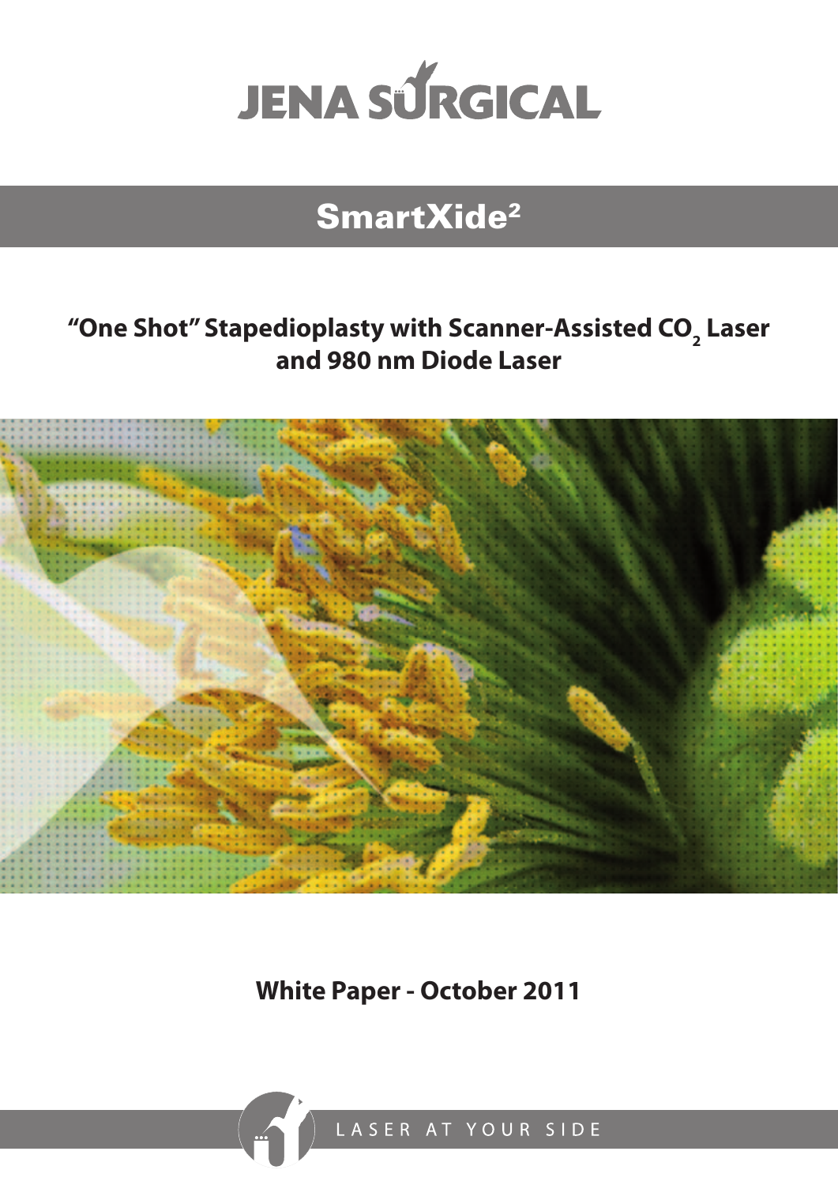# JENA SURGICAL

## SmartXide²

### "One Shot" Stapedioplasty with Scanner-Assisted $CO_2$ Laser and 980 nm Diode Laser

**White Paper - October 2011**

LASER AT YOUR SIDE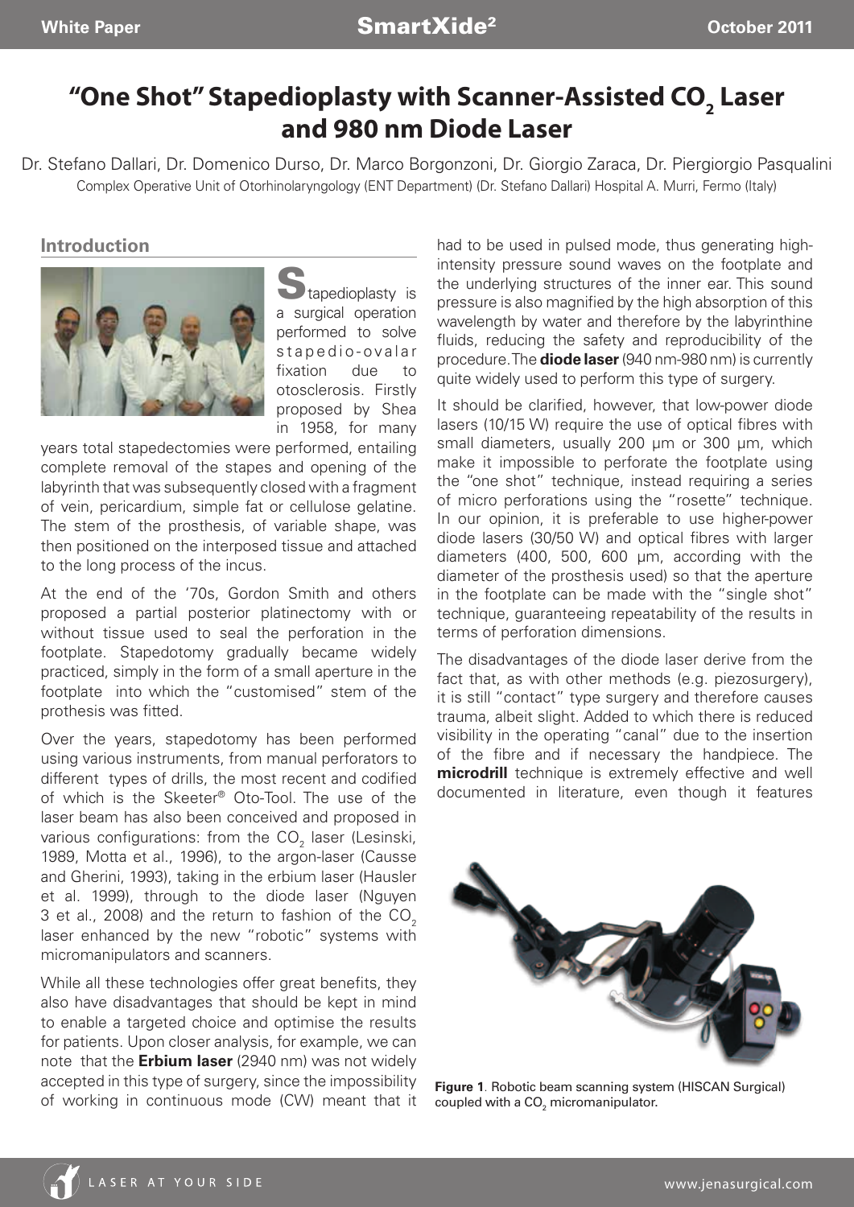# "One Shot" Stapedioplasty with Scanner-Assisted $CO_2$ Laser and 980 nm Diode Laser

Dr. Stefano Dallari, Dr. Domenico Durso, Dr. Marco Borgonzoni, Dr. Giorgio Zaraca, Dr. Piergiorgio Pasqualini
Complex Operative Unit of Otorhinolaryngology (ENT Department) (Dr. Stefano Dallari) Hospital A. Murri, Fermo (Italy)

## Introduction

Stapedioplasty is a surgical operation performed to solve stapedio-ovalar fixation due to otosclerosis. Firstly proposed by Shea in 1958, for many years total stapedectomies were performed, entailing complete removal of the stapes and opening of the labyrinth that was subsequently closed with a fragment of vein, pericardium, simple fat or cellulose gelatine. The stem of the prosthesis, of variable shape, was then positioned on the interposed tissue and attached to the long process of the incus.

At the end of the '70s, Gordon Smith and others proposed a partial posterior platinectomy with or without tissue used to seal the perforation in the footplate. Stapedotomy gradually became widely practiced, simply in the form of a small aperture in the footplate into which the "customised" stem of the prothesis was fitted.

Over the years, stapedotomy has been performed using various instruments, from manual perforators to different types of drills, the most recent and codified of which is the Skeeter® Oto-Tool. The use of the laser beam has also been conceived and proposed in various configurations: from the $CO_2$ laser (Lesinski, 1989, Motta et al., 1996), to the argon-laser (Causse and Gherini, 1993), taking in the erbium laser (Hausler et al. 1999), through to the diode laser (Nguyen 3 et al., 2008) and the return to fashion of the $CO_2$ laser enhanced by the new "robotic" systems with micromanipulators and scanners.

While all these technologies offer great benefits, they also have disadvantages that should be kept in mind to enable a targeted choice and optimise the results for patients. Upon closer analysis, for example, we can note that the **Erbium laser** (2940 nm) was not widely accepted in this type of surgery, since the impossibility of working in continuous mode (CW) meant that it had to be used in pulsed mode, thus generating high-intensity pressure sound waves on the footplate and the underlying structures of the inner ear. This sound pressure is also magnified by the high absorption of this wavelength by water and therefore by the labyrinthine fluids, reducing the safety and reproducibility of the procedure. The **diode laser** (940 nm-980 nm) is currently quite widely used to perform this type of surgery.

It should be clarified, however, that low-power diode lasers (10/15 W) require the use of optical fibres with small diameters, usually 200 µm or 300 µm, which make it impossible to perforate the footplate using the "one shot" technique, instead requiring a series of micro perforations using the "rosette" technique. In our opinion, it is preferable to use higher-power diode lasers (30/50 W) and optical fibres with larger diameters (400, 500, 600 µm, according with the diameter of the prosthesis used) so that the aperture in the footplate can be made with the "single shot" technique, guaranteeing repeatability of the results in terms of perforation dimensions.

The disadvantages of the diode laser derive from the fact that, as with other methods (e.g. piezosurgery), it is still "contact" type surgery and therefore causes trauma, albeit slight. Added to which there is reduced visibility in the operating "canal" due to the insertion of the fibre and if necessary the handpiece. The **microdrill** technique is extremely effective and well documented in literature, even though it features

**Figure 1**. Robotic beam scanning system (HISCAN Surgical) coupled with a $CO_2$ micromanipulator.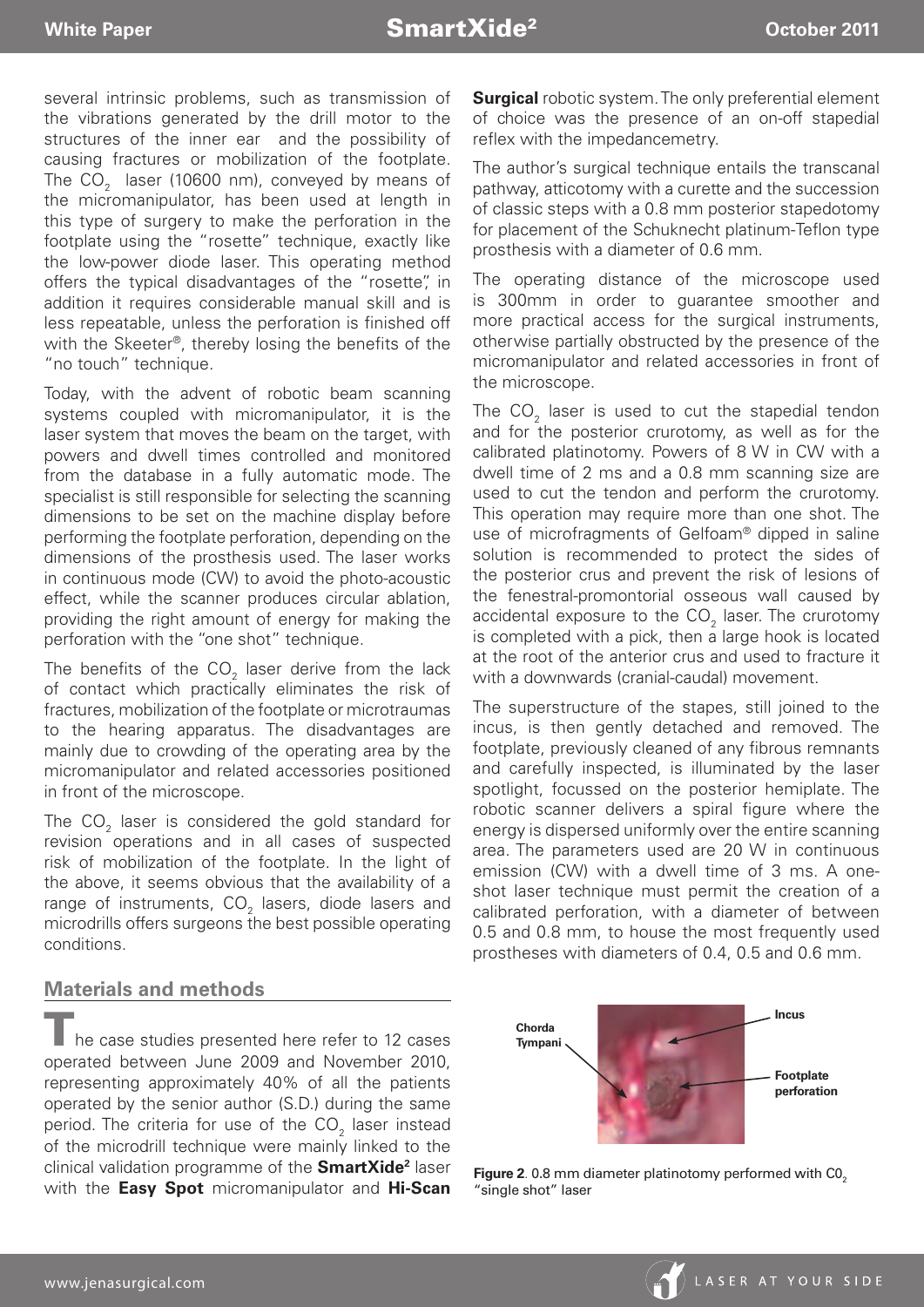several intrinsic problems, such as transmission of the vibrations generated by the drill motor to the structures of the inner ear and the possibility of causing fractures or mobilization of the footplate. The $CO_2$ laser (10600 nm), conveyed by means of the micromanipulator, has been used at length in this type of surgery to make the perforation in the footplate using the "rosette" technique, exactly like the low-power diode laser. This operating method offers the typical disadvantages of the "rosette", in addition it requires considerable manual skill and is less repeatable, unless the perforation is finished off with the Skeeter®, thereby losing the benefits of the "no touch" technique.

Today, with the advent of robotic beam scanning systems coupled with micromanipulator, it is the laser system that moves the beam on the target, with powers and dwell times controlled and monitored from the database in a fully automatic mode. The specialist is still responsible for selecting the scanning dimensions to be set on the machine display before performing the footplate perforation, depending on the dimensions of the prosthesis used. The laser works in continuous mode (CW) to avoid the photo-acoustic effect, while the scanner produces circular ablation, providing the right amount of energy for making the perforation with the "one shot" technique.

The benefits of the $CO_2$ laser derive from the lack of contact which practically eliminates the risk of fractures, mobilization of the footplate or microtraumas to the hearing apparatus. The disadvantages are mainly due to crowding of the operating area by the micromanipulator and related accessories positioned in front of the microscope.

The $CO_2$ laser is considered the gold standard for revision operations and in all cases of suspected risk of mobilization of the footplate. In the light of the above, it seems obvious that the availability of a range of instruments, $CO_2$ lasers, diode lasers and microdrills offers surgeons the best possible operating conditions.

## Materials and methods

The case studies presented here refer to 12 cases operated between June 2009 and November 2010, representing approximately 40% of all the patients operated by the senior author (S.D.) during the same period. The criteria for use of the $CO_2$ laser instead of the microdrill technique were mainly linked to the clinical validation programme of the **SmartXide²** laser with the **Easy Spot** micromanipulator and **Hi-Scan Surgical** robotic system. The only preferential element of choice was the presence of an on-off stapedial reflex with the impedancemetry.

The author's surgical technique entails the transcanal pathway, atticotomy with a curette and the succession of classic steps with a 0.8 mm posterior stapedotomy for placement of the Schuknecht platinum-Teflon type prosthesis with a diameter of 0.6 mm.

The operating distance of the microscope used is 300mm in order to guarantee smoother and more practical access for the surgical instruments, otherwise partially obstructed by the presence of the micromanipulator and related accessories in front of the microscope.

The $CO_2$ laser is used to cut the stapedial tendon and for the posterior crurotomy, as well as for the calibrated platinotomy. Powers of 8 W in CW with a dwell time of 2 ms and a 0.8 mm scanning size are used to cut the tendon and perform the crurotomy. This operation may require more than one shot. The use of microfragments of Gelfoam® dipped in saline solution is recommended to protect the sides of the posterior crus and prevent the risk of lesions of the fenestral-promontorial osseous wall caused by accidental exposure to the $CO_2$ laser. The crurotomy is completed with a pick, then a large hook is located at the root of the anterior crus and used to fracture it with a downwards (cranial-caudal) movement.

The superstructure of the stapes, still joined to the incus, is then gently detached and removed. The footplate, previously cleaned of any fibrous remnants and carefully inspected, is illuminated by the laser spotlight, focussed on the posterior hemiplate. The robotic scanner delivers a spiral figure where the energy is dispersed uniformly over the entire scanning area. The parameters used are 20 W in continuous emission (CW) with a dwell time of 3 ms. A one-shot laser technique must permit the creation of a calibrated perforation, with a diameter of between 0.5 and 0.8 mm, to house the most frequently used prostheses with diameters of 0.4, 0.5 and 0.6 mm.

Chorda Tympani — Incus — Footplate perforation

**Figure 2**. 0.8 mm diameter platinotomy performed with $C0_2$ "single shot" laser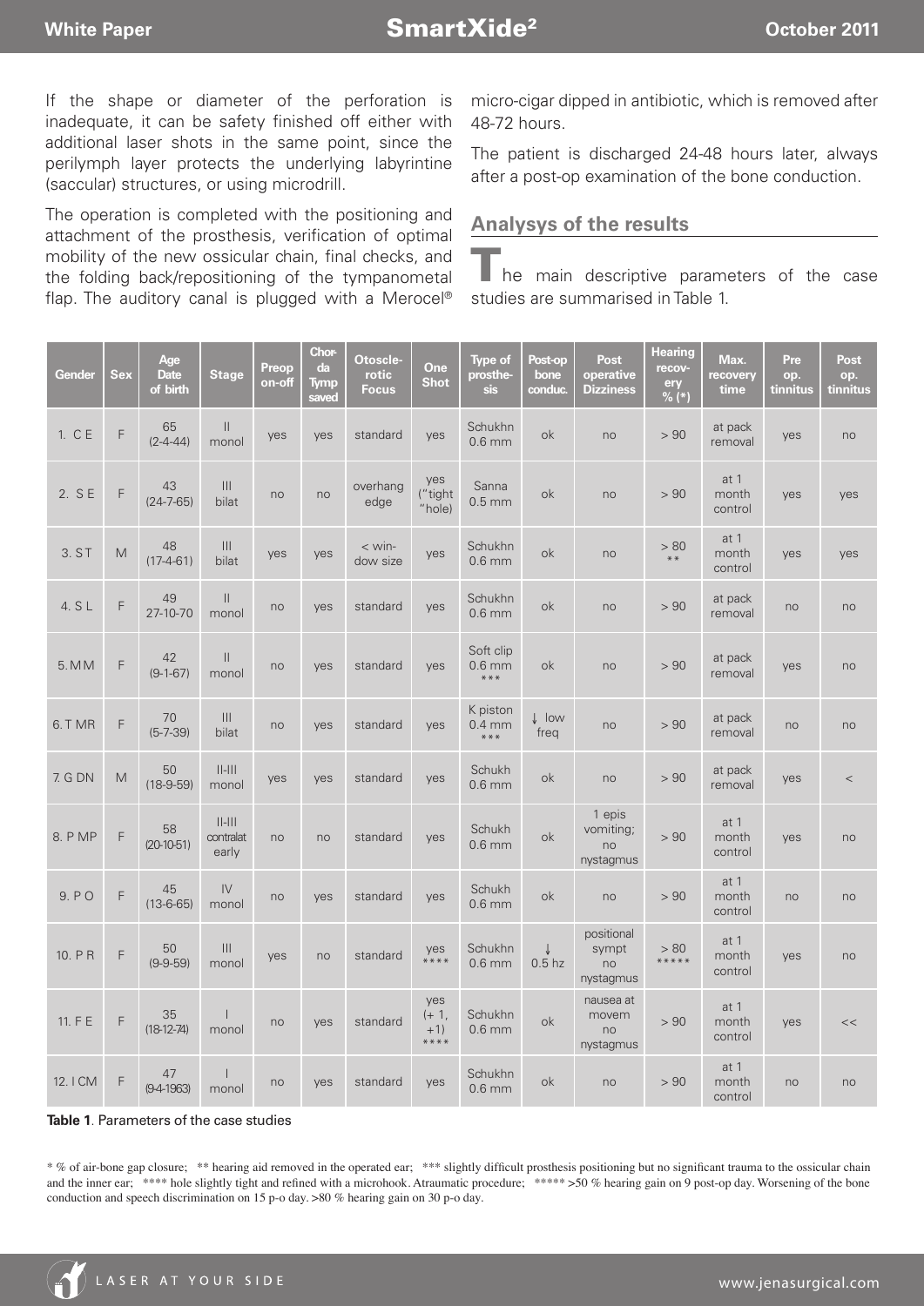If the shape or diameter of the perforation is inadequate, it can be safety finished off either with additional laser shots in the same point, since the perilymph layer protects the underlying labyrintine (saccular) structures, or using microdrill.

The operation is completed with the positioning and attachment of the prosthesis, verification of optimal mobility of the new ossicular chain, final checks, and the folding back/repositioning of the tympanometal flap. The auditory canal is plugged with a Merocel® micro-cigar dipped in antibiotic, which is removed after 48-72 hours.

The patient is discharged 24-48 hours later, always after a post-op examination of the bone conduction.

## Analysys of the results

The main descriptive parameters of the case studies are summarised in Table 1.

| Gender | Sex | Age Date of birth | Stage | Preop on-off | Chorda Tymp saved | Otosclerotic Focus | One Shot | Type of prosthesis | Post-op bone conduc. | Post operative Dizziness | Hearing recovery % (*) | Max. recovery time | Pre op. tinnitus | Post op. tinnitus |
|---|---|---|---|---|---|---|---|---|---|---|---|---|---|---|
| 1. C E | F | 65 (2-4-44) | II monol | yes | yes | standard | yes | Schukhn 0.6 mm | ok | no | > 90 | at pack removal | yes | no |
| 2. S E | F | 43 (24-7-65) | III bilat | no | no | overhang edge | yes ("tight "hole) | Sanna 0.5 mm | ok | no | > 90 | at 1 month control | yes | yes |
| 3. S T | M | 48 (17-4-61) | III bilat | yes | yes | < window size | yes | Schukhn 0.6 mm | ok | no | > 80 ** | at 1 month control | yes | yes |
| 4. S L | F | 49 27-10-70 | II monol | no | yes | standard | yes | Schukhn 0.6 mm | ok | no | > 90 | at pack removal | no | no |
| 5. M M | F | 42 (9-1-67) | II monol | no | yes | standard | yes | Soft clip 0.6 mm *** | ok | no | > 90 | at pack removal | yes | no |
| 6. T MR | F | 70 (5-7-39) | III bilat | no | yes | standard | yes | K piston 0.4 mm *** | ↓ low freq | no | > 90 | at pack removal | no | no |
| 7. G DN | M | 50 (18-9-59) | II-III monol | yes | yes | standard | yes | Schukh 0.6 mm | ok | no | > 90 | at pack removal | yes | < |
| 8. P MP | F | 58 (20-10-51) | II-III contralat early | no | no | standard | yes | Schukh 0.6 mm | ok | 1 epis vomiting; no nystagmus | > 90 | at 1 month control | yes | no |
| 9. P O | F | 45 (13-6-65) | IV monol | no | yes | standard | yes | Schukh 0.6 mm | ok | no | > 90 | at 1 month control | no | no |
| 10. P R | F | 50 (9-9-59) | III monol | yes | no | standard | yes **** | Schukhn 0.6 mm | ↓ 0.5 hz | positional sympt no nystagmus | > 80 ***** | at 1 month control | yes | no |
| 11. F E | F | 35 (18-12-74) | I monol | no | yes | standard | yes (+ 1, +1) **** | Schukhn 0.6 mm | ok | nausea at movem no nystagmus | > 90 | at 1 month control | yes | << |
| 12. I CM | F | 47 (9-4-1963) | I monol | no | yes | standard | yes | Schukhn 0.6 mm | ok | no | > 90 | at 1 month control | no | no |

**Table 1**. Parameters of the case studies

* % of air-bone gap closure; ** hearing aid removed in the operated ear; *** slightly difficult prosthesis positioning but no significant trauma to the ossicular chain and the inner ear; **** hole slightly tight and refined with a microhook. Atraumatic procedure; ***** >50 % hearing gain on 9 post-op day. Worsening of the bone conduction and speech discrimination on 15 p-o day. >80 % hearing gain on 30 p-o day.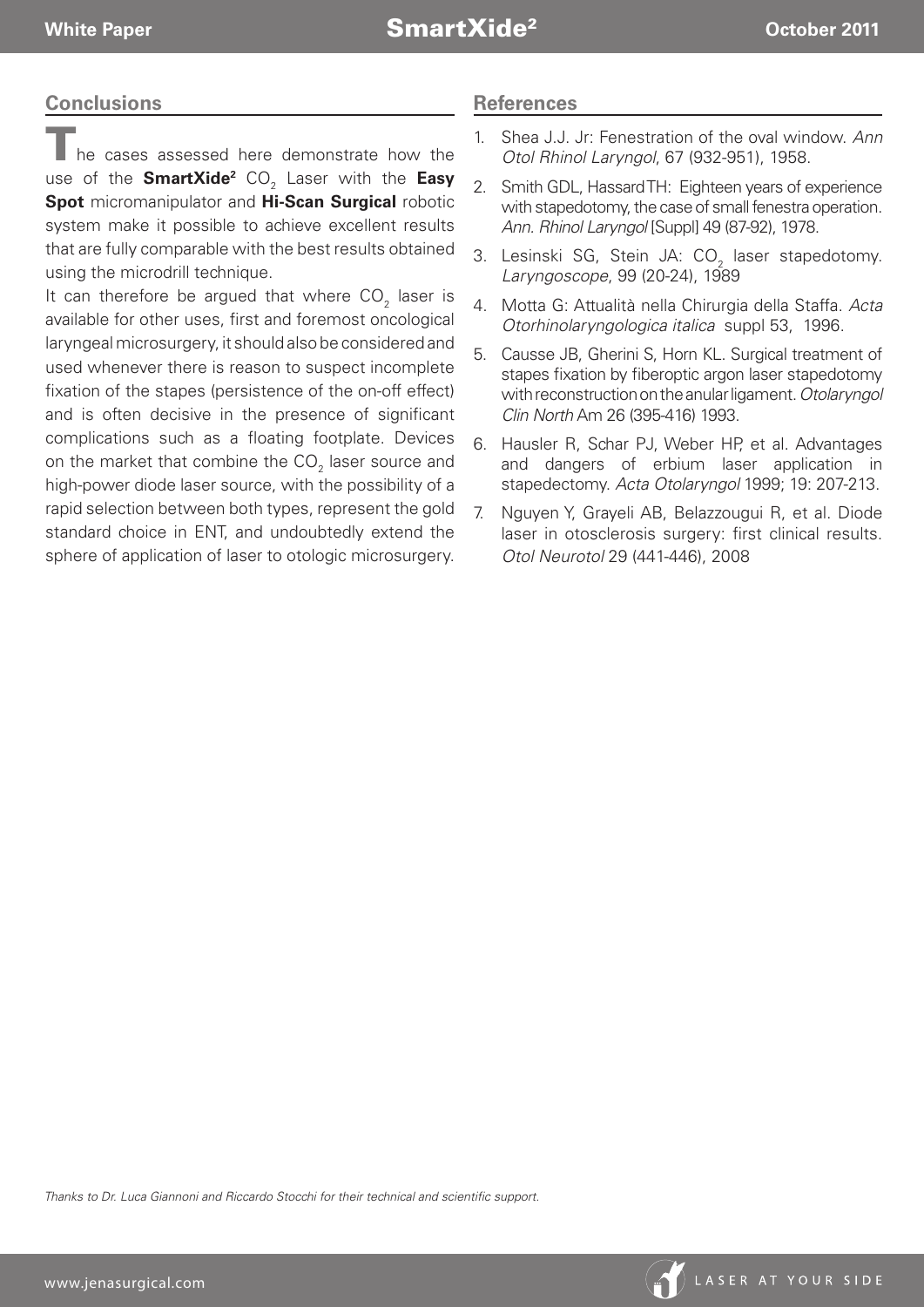## Conclusions

The cases assessed here demonstrate how the use of the **SmartXide²** $CO_2$ Laser with the **Easy Spot** micromanipulator and **Hi-Scan Surgical** robotic system make it possible to achieve excellent results that are fully comparable with the best results obtained using the microdrill technique.

It can therefore be argued that where $CO_2$ laser is available for other uses, first and foremost oncological laryngeal microsurgery, it should also be considered and used whenever there is reason to suspect incomplete fixation of the stapes (persistence of the on-off effect) and is often decisive in the presence of significant complications such as a floating footplate. Devices on the market that combine the $CO_2$ laser source and high-power diode laser source, with the possibility of a rapid selection between both types, represent the gold standard choice in ENT, and undoubtedly extend the sphere of application of laser to otologic microsurgery.

## References

1. Shea J.J. Jr: Fenestration of the oval window. *Ann Otol Rhinol Laryngol*, 67 (932-951), 1958.
2. Smith GDL, Hassard TH: Eighteen years of experience with stapedotomy, the case of small fenestra operation. *Ann. Rhinol Laryngol* [Suppl] 49 (87-92), 1978.
3. Lesinski SG, Stein JA: $CO_2$ laser stapedotomy. *Laryngoscope*, 99 (20-24), 1989
4. Motta G: Attualità nella Chirurgia della Staffa. *Acta Otorhinolaryngologica italica* suppl 53, 1996.
5. Causse JB, Gherini S, Horn KL. Surgical treatment of stapes fixation by fiberoptic argon laser stapedotomy with reconstruction on the anular ligament. *Otolaryngol Clin North* Am 26 (395-416) 1993.
6. Hausler R, Schar PJ, Weber HP, et al. Advantages and dangers of erbium laser application in stapedectomy. *Acta Otolaryngol* 1999; 19: 207-213.
7. Nguyen Y, Grayeli AB, Belazzougui R, et al. Diode laser in otosclerosis surgery: first clinical results. *Otol Neurotol* 29 (441-446), 2008

*Thanks to Dr. Luca Giannoni and Riccardo Stocchi for their technical and scientific support.*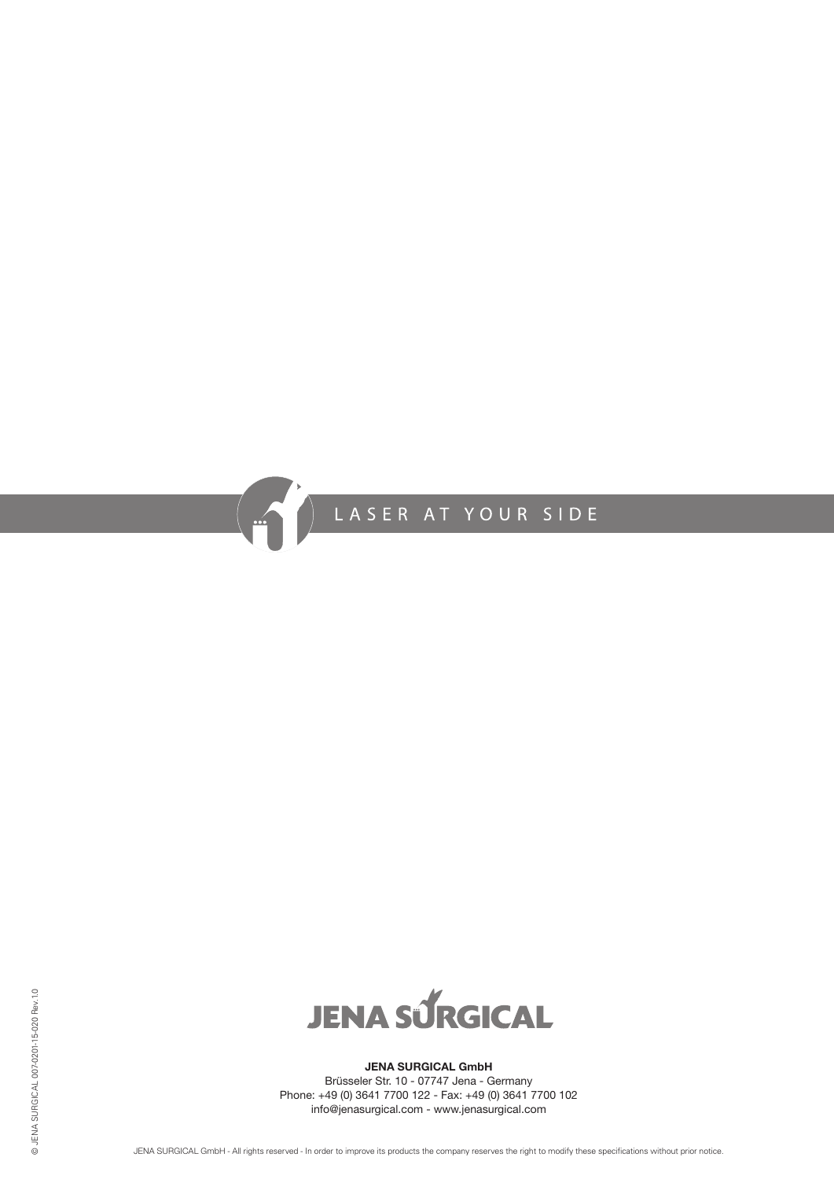LASER AT YOUR SIDE

JENA SURGICAL

**JENA SURGICAL GmbH**
Brüsseler Str. 10 - 07747 Jena - Germany
Phone: +49 (0) 3641 7700 122 - Fax: +49 (0) 3641 7700 102
info@jenasurgical.com - www.jenasurgical.com

© JENA SURGICAL 007-0201-15-020 Rev.1.0

JENA SURGICAL GmbH - All rights reserved - In order to improve its products the company reserves the right to modify these specifications without prior notice.